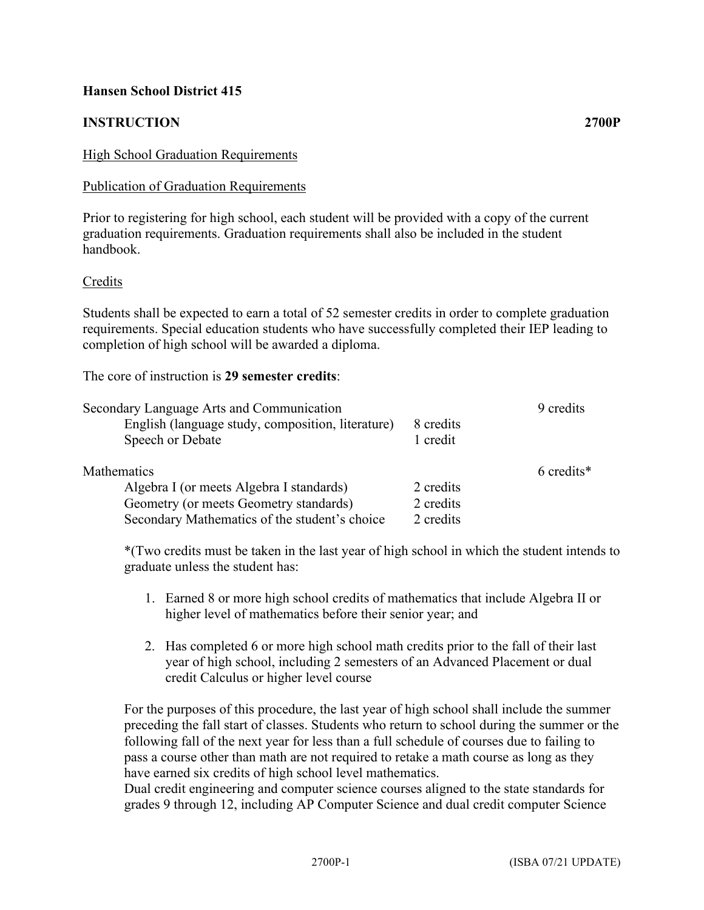**Hansen School District 415**

**INSTRUCTION** **2700P**

<u>High School Graduation Requirements</u>

<u>Publication of Graduation Requirements</u>

Prior to registering for high school, each student will be provided with a copy of the current graduation requirements. Graduation requirements shall also be included in the student handbook.

<u>Credits</u>

Students shall be expected to earn a total of 52 semester credits in order to complete graduation requirements. Special education students who have successfully completed their IEP leading to completion of high school will be awarded a diploma.

The core of instruction is **29 semester credits**:

| | | |
|---|---|---|
| Secondary Language Arts and Communication | | 9 credits |
| English (language study, composition, literature) | 8 credits | |
| Speech or Debate | 1 credit | |
| Mathematics | | 6 credits* |
| Algebra I (or meets Algebra I standards) | 2 credits | |
| Geometry (or meets Geometry standards) | 2 credits | |
| Secondary Mathematics of the student's choice | 2 credits | |

*(Two credits must be taken in the last year of high school in which the student intends to graduate unless the student has:

1. Earned 8 or more high school credits of mathematics that include Algebra II or higher level of mathematics before their senior year; and

2. Has completed 6 or more high school math credits prior to the fall of their last year of high school, including 2 semesters of an Advanced Placement or dual credit Calculus or higher level course

For the purposes of this procedure, the last year of high school shall include the summer preceding the fall start of classes. Students who return to school during the summer or the following fall of the next year for less than a full schedule of courses due to failing to pass a course other than math are not required to retake a math course as long as they have earned six credits of high school level mathematics.
Dual credit engineering and computer science courses aligned to the state standards for grades 9 through 12, including AP Computer Science and dual credit computer Science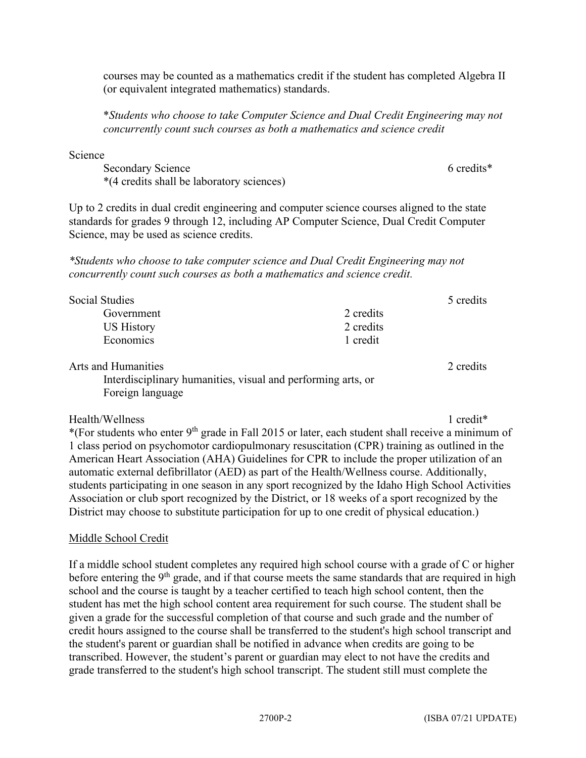courses may be counted as a mathematics credit if the student has completed Algebra II (or equivalent integrated mathematics) standards.

*\*Students who choose to take Computer Science and Dual Credit Engineering may not concurrently count such courses as both a mathematics and science credit*

Science

| | |
|---|---|
| Secondary Science | 6 credits* |
| *(4 credits shall be laboratory sciences) | |

Up to 2 credits in dual credit engineering and computer science courses aligned to the state standards for grades 9 through 12, including AP Computer Science, Dual Credit Computer Science, may be used as science credits.

*\*Students who choose to take computer science and Dual Credit Engineering may not concurrently count such courses as both a mathematics and science credit.*

| | | |
|---|---|---|
| Social Studies | | 5 credits |
| Government | 2 credits | |
| US History | 2 credits | |
| Economics | 1 credit | |

| | |
|---|---|
| Arts and Humanities | 2 credits |
| Interdisciplinary humanities, visual and performing arts, or Foreign language | |

Health/Wellness 1 credit*

*(For students who enter 9th grade in Fall 2015 or later, each student shall receive a minimum of 1 class period on psychomotor cardiopulmonary resuscitation (CPR) training as outlined in the American Heart Association (AHA) Guidelines for CPR to include the proper utilization of an automatic external defibrillator (AED) as part of the Health/Wellness course. Additionally, students participating in one season in any sport recognized by the Idaho High School Activities Association or club sport recognized by the District, or 18 weeks of a sport recognized by the District may choose to substitute participation for up to one credit of physical education.)

<u>Middle School Credit</u>

If a middle school student completes any required high school course with a grade of C or higher before entering the 9th grade, and if that course meets the same standards that are required in high school and the course is taught by a teacher certified to teach high school content, then the student has met the high school content area requirement for such course. The student shall be given a grade for the successful completion of that course and such grade and the number of credit hours assigned to the course shall be transferred to the student's high school transcript and the student's parent or guardian shall be notified in advance when credits are going to be transcribed. However, the student's parent or guardian may elect to not have the credits and grade transferred to the student's high school transcript. The student still must complete the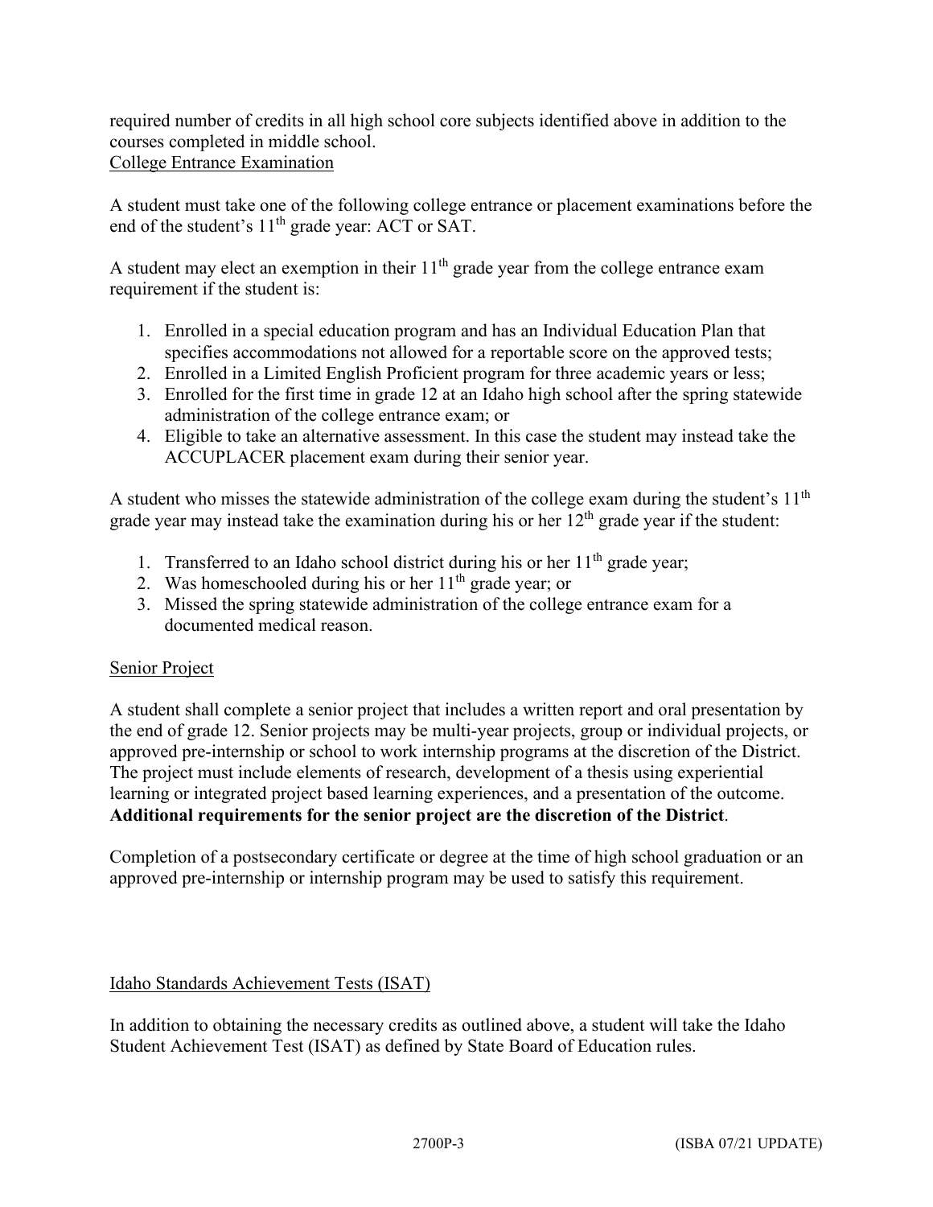required number of credits in all high school core subjects identified above in addition to the courses completed in middle school.

College Entrance Examination

A student must take one of the following college entrance or placement examinations before the end of the student's 11th grade year: ACT or SAT.

A student may elect an exemption in their 11th grade year from the college entrance exam requirement if the student is:

1. Enrolled in a special education program and has an Individual Education Plan that specifies accommodations not allowed for a reportable score on the approved tests;
2. Enrolled in a Limited English Proficient program for three academic years or less;
3. Enrolled for the first time in grade 12 at an Idaho high school after the spring statewide administration of the college entrance exam; or
4. Eligible to take an alternative assessment. In this case the student may instead take the ACCUPLACER placement exam during their senior year.

A student who misses the statewide administration of the college exam during the student's 11th grade year may instead take the examination during his or her 12th grade year if the student:

1. Transferred to an Idaho school district during his or her 11th grade year;
2. Was homeschooled during his or her 11th grade year; or
3. Missed the spring statewide administration of the college entrance exam for a documented medical reason.

Senior Project

A student shall complete a senior project that includes a written report and oral presentation by the end of grade 12. Senior projects may be multi-year projects, group or individual projects, or approved pre-internship or school to work internship programs at the discretion of the District. The project must include elements of research, development of a thesis using experiential learning or integrated project based learning experiences, and a presentation of the outcome. **Additional requirements for the senior project are the discretion of the District**.

Completion of a postsecondary certificate or degree at the time of high school graduation or an approved pre-internship or internship program may be used to satisfy this requirement.

Idaho Standards Achievement Tests (ISAT)

In addition to obtaining the necessary credits as outlined above, a student will take the Idaho Student Achievement Test (ISAT) as defined by State Board of Education rules.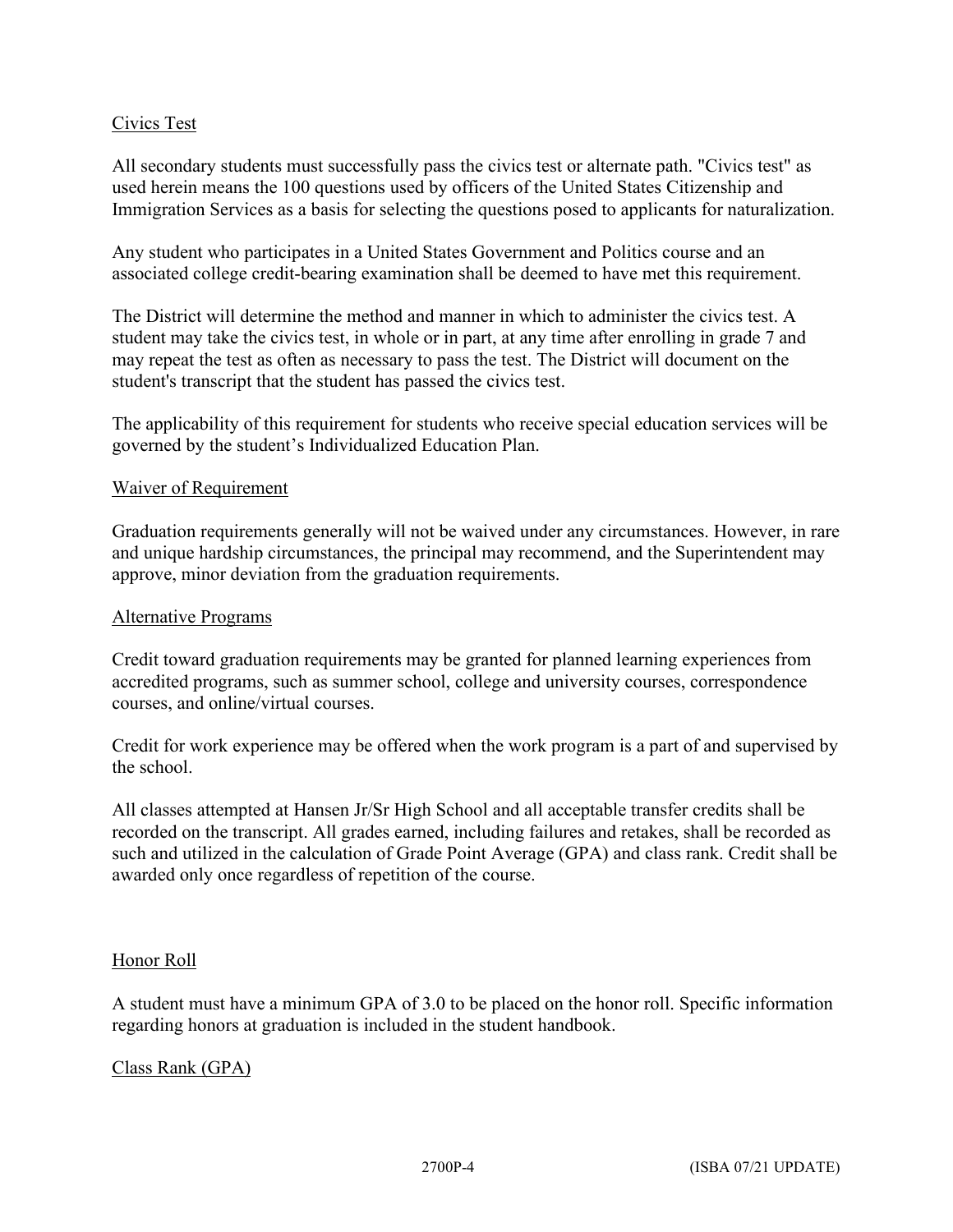## Civics Test

All secondary students must successfully pass the civics test or alternate path. "Civics test" as used herein means the 100 questions used by officers of the United States Citizenship and Immigration Services as a basis for selecting the questions posed to applicants for naturalization.

Any student who participates in a United States Government and Politics course and an associated college credit-bearing examination shall be deemed to have met this requirement.

The District will determine the method and manner in which to administer the civics test. A student may take the civics test, in whole or in part, at any time after enrolling in grade 7 and may repeat the test as often as necessary to pass the test. The District will document on the student's transcript that the student has passed the civics test.

The applicability of this requirement for students who receive special education services will be governed by the student's Individualized Education Plan.

## Waiver of Requirement

Graduation requirements generally will not be waived under any circumstances. However, in rare and unique hardship circumstances, the principal may recommend, and the Superintendent may approve, minor deviation from the graduation requirements.

## Alternative Programs

Credit toward graduation requirements may be granted for planned learning experiences from accredited programs, such as summer school, college and university courses, correspondence courses, and online/virtual courses.

Credit for work experience may be offered when the work program is a part of and supervised by the school.

All classes attempted at Hansen Jr/Sr High School and all acceptable transfer credits shall be recorded on the transcript. All grades earned, including failures and retakes, shall be recorded as such and utilized in the calculation of Grade Point Average (GPA) and class rank. Credit shall be awarded only once regardless of repetition of the course.

## Honor Roll

A student must have a minimum GPA of 3.0 to be placed on the honor roll. Specific information regarding honors at graduation is included in the student handbook.

## Class Rank (GPA)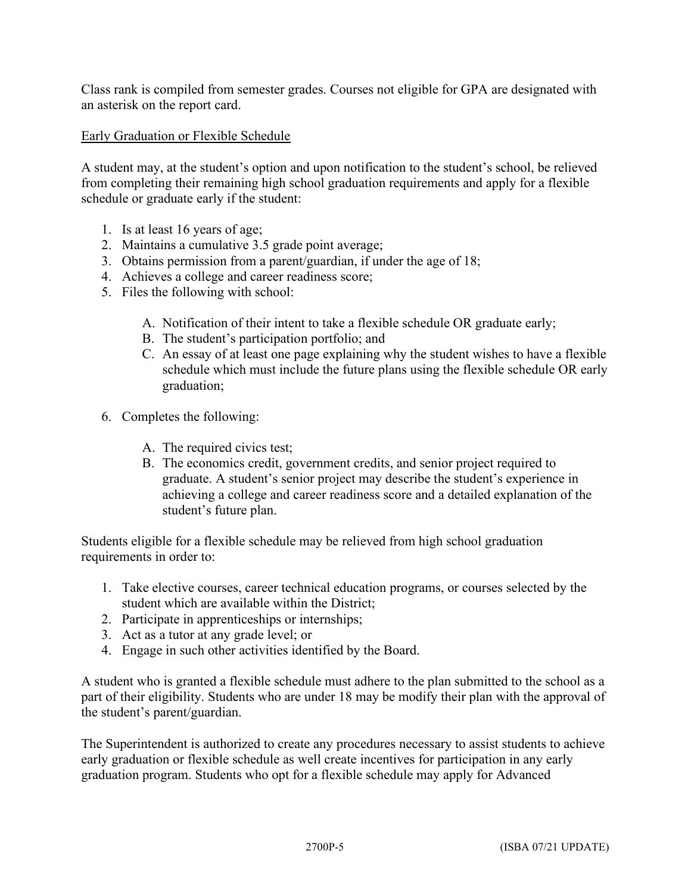Class rank is compiled from semester grades. Courses not eligible for GPA are designated with an asterisk on the report card.

<u>Early Graduation or Flexible Schedule</u>

A student may, at the student's option and upon notification to the student's school, be relieved from completing their remaining high school graduation requirements and apply for a flexible schedule or graduate early if the student:

1. Is at least 16 years of age;
2. Maintains a cumulative 3.5 grade point average;
3. Obtains permission from a parent/guardian, if under the age of 18;
4. Achieves a college and career readiness score;
5. Files the following with school:

    A. Notification of their intent to take a flexible schedule OR graduate early;
    B. The student's participation portfolio; and
    C. An essay of at least one page explaining why the student wishes to have a flexible schedule which must include the future plans using the flexible schedule OR early graduation;

6. Completes the following:

    A. The required civics test;
    B. The economics credit, government credits, and senior project required to graduate. A student's senior project may describe the student's experience in achieving a college and career readiness score and a detailed explanation of the student's future plan.

Students eligible for a flexible schedule may be relieved from high school graduation requirements in order to:

1. Take elective courses, career technical education programs, or courses selected by the student which are available within the District;
2. Participate in apprenticeships or internships;
3. Act as a tutor at any grade level; or
4. Engage in such other activities identified by the Board.

A student who is granted a flexible schedule must adhere to the plan submitted to the school as a part of their eligibility. Students who are under 18 may be modify their plan with the approval of the student's parent/guardian.

The Superintendent is authorized to create any procedures necessary to assist students to achieve early graduation or flexible schedule as well create incentives for participation in any early graduation program. Students who opt for a flexible schedule may apply for Advanced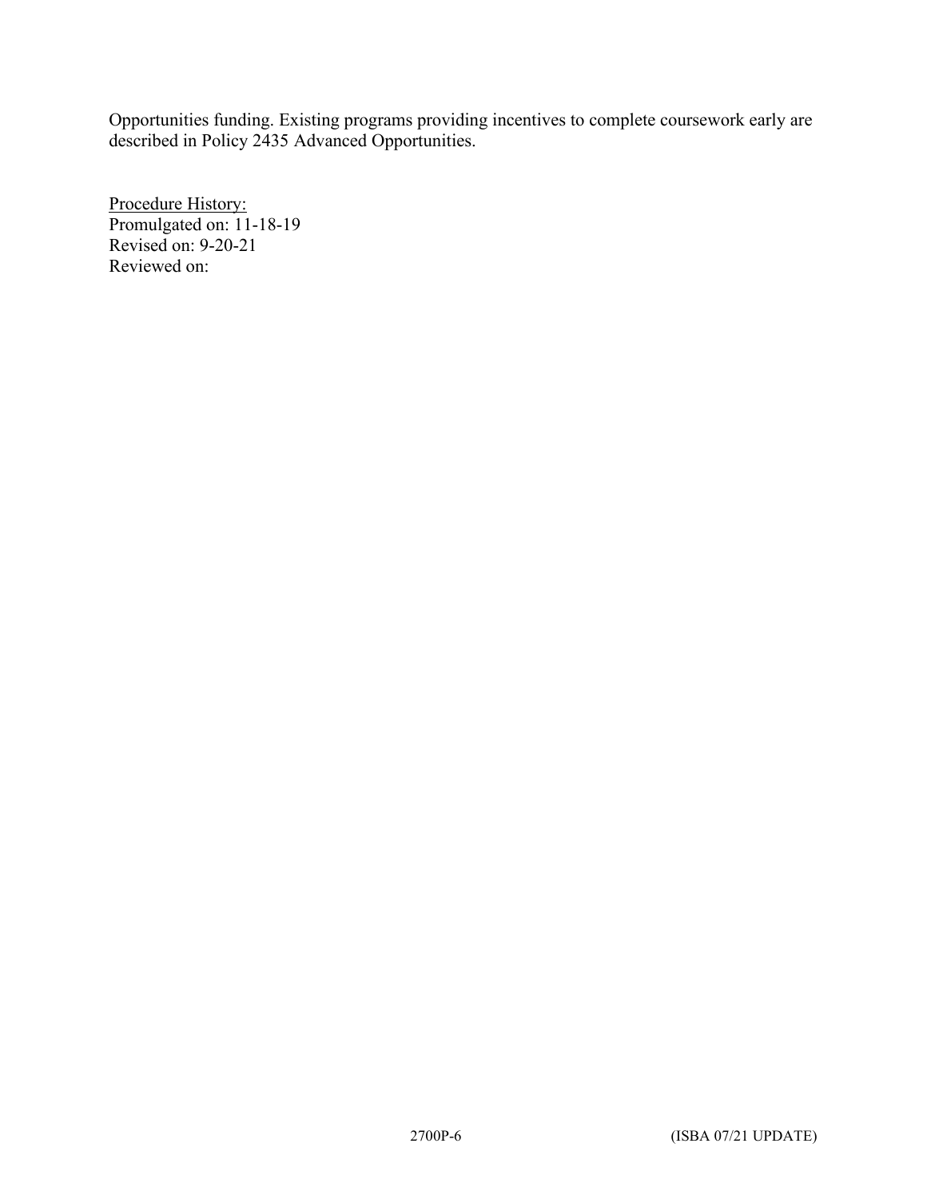Opportunities funding. Existing programs providing incentives to complete coursework early are described in Policy 2435 Advanced Opportunities.

Procedure History:
Promulgated on: 11-18-19
Revised on: 9-20-21
Reviewed on: